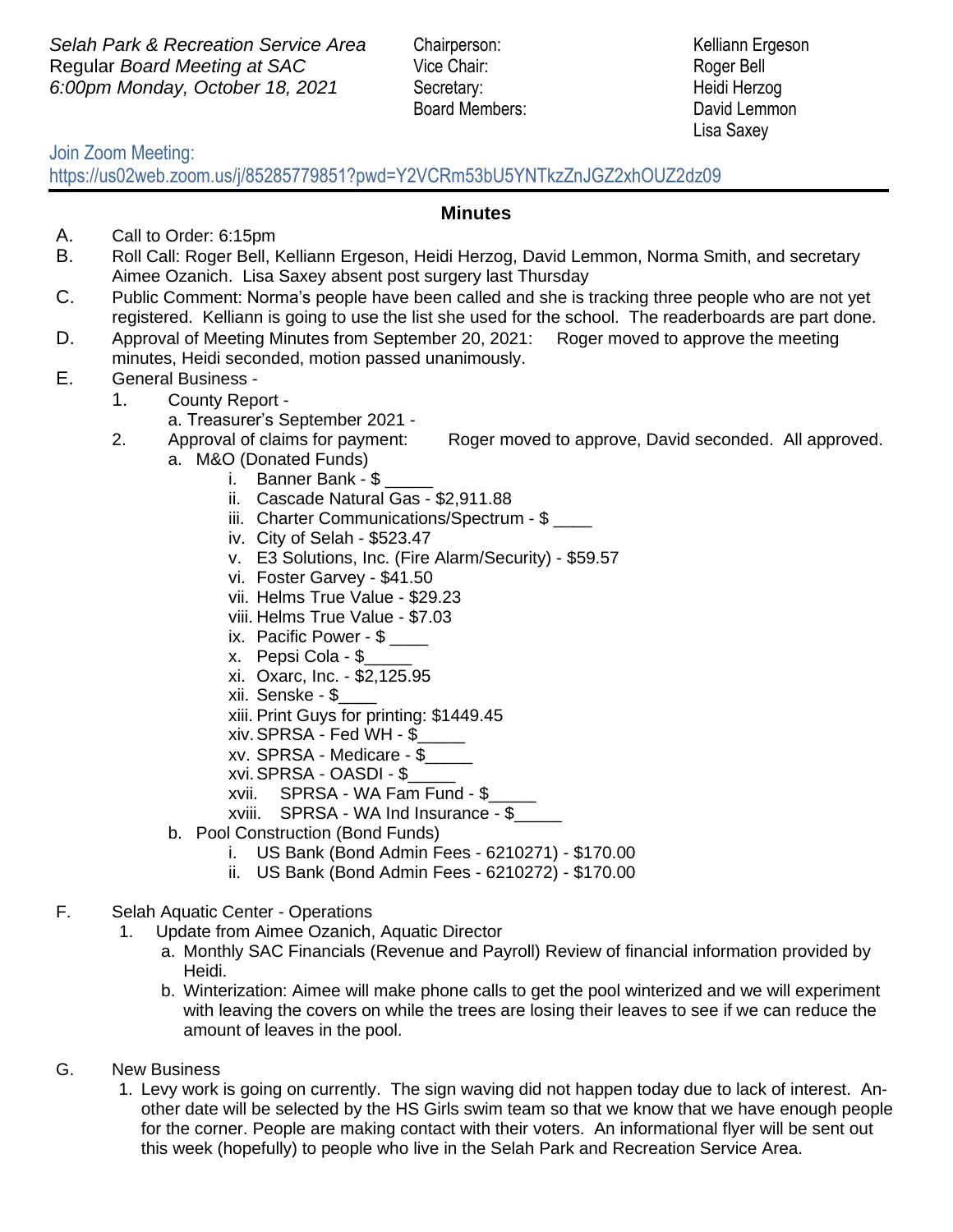*Selah Park & Recreation Service Area*
Regular *Board Meeting at SAC*
*6:00pm Monday, October 18, 2021*

Chairperson: Kelliann Ergeson
Vice Chair: Roger Bell
Secretary: Heidi Herzog
Board Members: David Lemmon
Lisa Saxey

Join Zoom Meeting:
https://us02web.zoom.us/j/85285779851?pwd=Y2VCRm53bU5YNTkzZnJGZ2xhOUZ2dz09

---

## Minutes

A. Call to Order: 6:15pm

B. Roll Call: Roger Bell, Kelliann Ergeson, Heidi Herzog, David Lemmon, Norma Smith, and secretary Aimee Ozanich. Lisa Saxey absent post surgery last Thursday

C. Public Comment: Norma's people have been called and she is tracking three people who are not yet registered. Kelliann is going to use the list she used for the school. The readerboards are part done.

D. Approval of Meeting Minutes from September 20, 2021: Roger moved to approve the meeting minutes, Heidi seconded, motion passed unanimously.

E. General Business -

1. County Report -
   a. Treasurer's September 2021 -
2. Approval of claims for payment: Roger moved to approve, David seconded. All approved.
   a. M&O (Donated Funds)
      i. Banner Bank - $ _____
      ii. Cascade Natural Gas - $2,911.88
      iii. Charter Communications/Spectrum - $ ____
      iv. City of Selah - $523.47
      v. E3 Solutions, Inc. (Fire Alarm/Security) - $59.57
      vi. Foster Garvey - $41.50
      vii. Helms True Value - $29.23
      viii. Helms True Value - $7.03
      ix. Pacific Power - $ ____
      x. Pepsi Cola - $_____
      xi. Oxarc, Inc. - $2,125.95
      xii. Senske - $____
      xiii. Print Guys for printing: $1449.45
      xiv. SPRSA - Fed WH - $_____
      xv. SPRSA - Medicare - $_____
      xvi. SPRSA - OASDI - $_____
      xvii. SPRSA - WA Fam Fund - $_____
      xviii. SPRSA - WA Ind Insurance - $_____
   b. Pool Construction (Bond Funds)
      i. US Bank (Bond Admin Fees - 6210271) - $170.00
      ii. US Bank (Bond Admin Fees - 6210272) - $170.00

F. Selah Aquatic Center - Operations

1. Update from Aimee Ozanich, Aquatic Director
   a. Monthly SAC Financials (Revenue and Payroll) Review of financial information provided by Heidi.
   b. Winterization: Aimee will make phone calls to get the pool winterized and we will experiment with leaving the covers on while the trees are losing their leaves to see if we can reduce the amount of leaves in the pool.

G. New Business

1. Levy work is going on currently. The sign waving did not happen today due to lack of interest. Another date will be selected by the HS Girls swim team so that we know that we have enough people for the corner. People are making contact with their voters. An informational flyer will be sent out this week (hopefully) to people who live in the Selah Park and Recreation Service Area.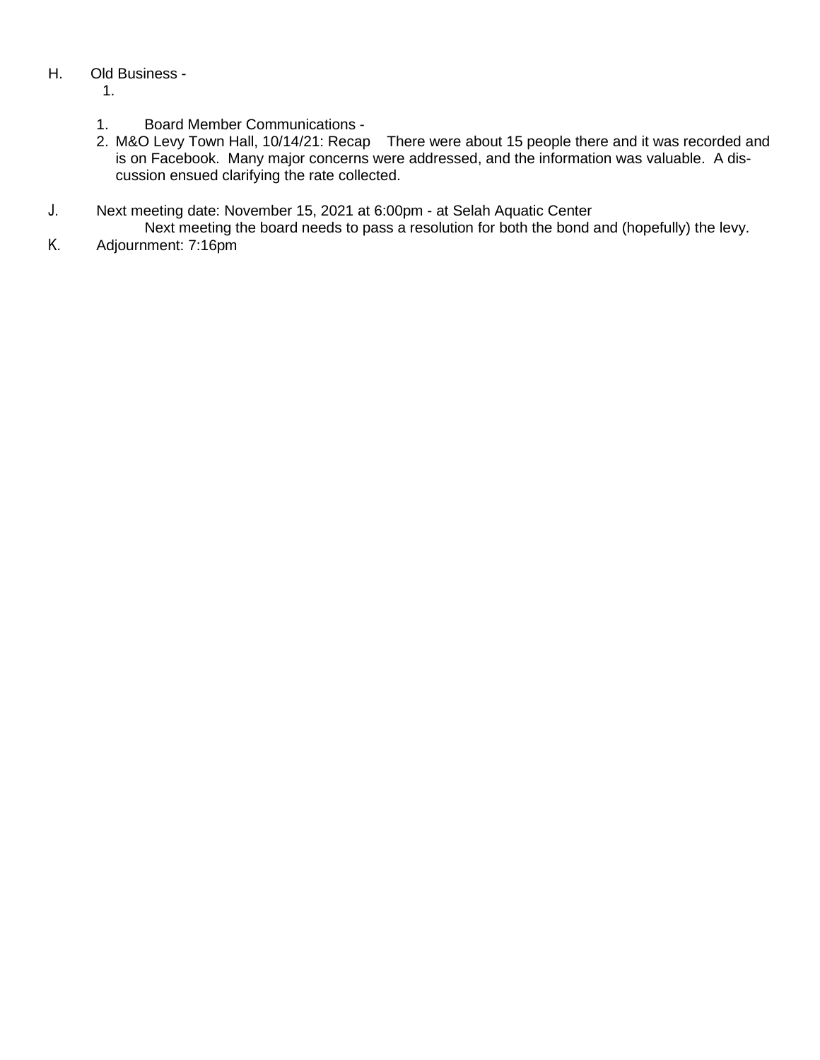H. Old Business -

1.

1. Board Member Communications -
2. M&O Levy Town Hall, 10/14/21: Recap There were about 15 people there and it was recorded and is on Facebook. Many major concerns were addressed, and the information was valuable. A discussion ensued clarifying the rate collected.

J. Next meeting date: November 15, 2021 at 6:00pm - at Selah Aquatic Center

Next meeting the board needs to pass a resolution for both the bond and (hopefully) the levy.

K. Adjournment: 7:16pm